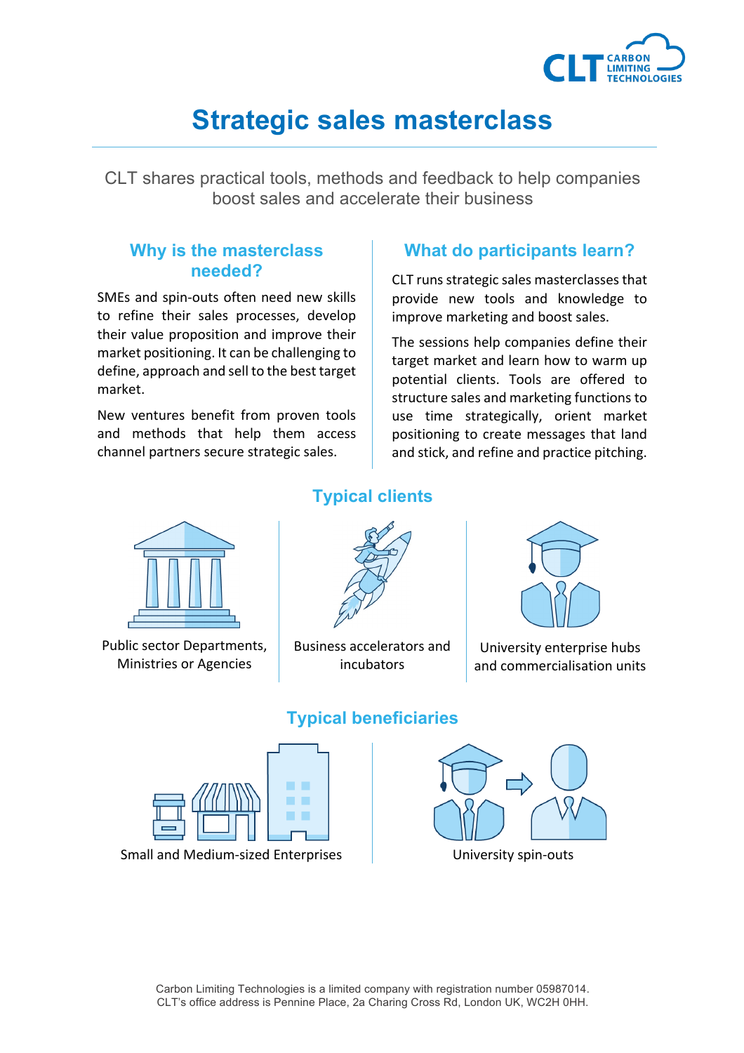# Strategic sales masterclass

CLT shares practical tools, methods and feedback to help companies boost sales and accelerate their business

## Why is the masterclass needed?

SMEs and spin-outs often need new skills to refine their sales processes, develop their value proposition and improve their market positioning. It can be challenging to define, approach and sell to the best target market.

New ventures benefit from proven tools and methods that help them access channel partners secure strategic sales.

## What do participants learn?

CLT runs strategic sales masterclasses that provide new tools and knowledge to improve marketing and boost sales.

The sessions help companies define their target market and learn how to warm up potential clients. Tools are offered to structure sales and marketing functions to use time strategically, orient market positioning to create messages that land and stick, and refine and practice pitching.

## Typical clients

- Public sector Departments, Ministries or Agencies
- Business accelerators and incubators
- University enterprise hubs and commercialisation units

## Typical beneficiaries

- Small and Medium-sized Enterprises
- University spin-outs

Carbon Limiting Technologies is a limited company with registration number 05987014.
CLT's office address is Pennine Place, 2a Charing Cross Rd, London UK, WC2H 0HH.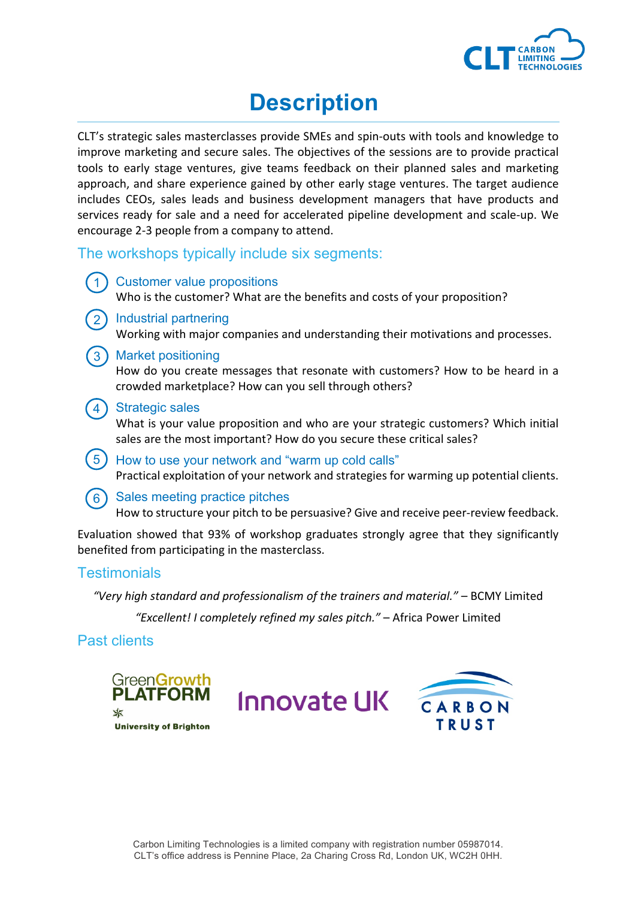# Description

CLT's strategic sales masterclasses provide SMEs and spin-outs with tools and knowledge to improve marketing and secure sales. The objectives of the sessions are to provide practical tools to early stage ventures, give teams feedback on their planned sales and marketing approach, and share experience gained by other early stage ventures. The target audience includes CEOs, sales leads and business development managers that have products and services ready for sale and a need for accelerated pipeline development and scale-up. We encourage 2-3 people from a company to attend.

## The workshops typically include six segments:

1. **Customer value propositions**
   Who is the customer? What are the benefits and costs of your proposition?
2. **Industrial partnering**
   Working with major companies and understanding their motivations and processes.
3. **Market positioning**
   How do you create messages that resonate with customers? How to be heard in a crowded marketplace? How can you sell through others?
4. **Strategic sales**
   What is your value proposition and who are your strategic customers? Which initial sales are the most important? How do you secure these critical sales?
5. **How to use your network and "warm up cold calls"**
   Practical exploitation of your network and strategies for warming up potential clients.
6. **Sales meeting practice pitches**
   How to structure your pitch to be persuasive? Give and receive peer-review feedback.

Evaluation showed that 93% of workshop graduates strongly agree that they significantly benefited from participating in the masterclass.

## Testimonials

*"Very high standard and professionalism of the trainers and material."* – BCMY Limited

*"Excellent! I completely refined my sales pitch."* – Africa Power Limited

## Past clients

GreenGrowth PLATFORM University of Brighton

Innovate UK

CARBON TRUST

Carbon Limiting Technologies is a limited company with registration number 05987014.
CLT's office address is Pennine Place, 2a Charing Cross Rd, London UK, WC2H 0HH.